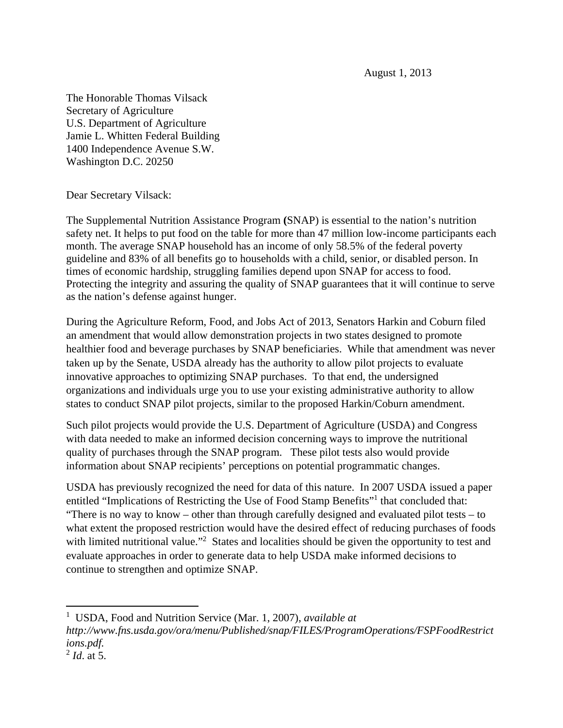August 1, 2013

The Honorable Thomas Vilsack
Secretary of Agriculture
U.S. Department of Agriculture
Jamie L. Whitten Federal Building
1400 Independence Avenue S.W.
Washington D.C. 20250

Dear Secretary Vilsack:

The Supplemental Nutrition Assistance Program **(**SNAP) is essential to the nation's nutrition safety net. It helps to put food on the table for more than 47 million low-income participants each month. The average SNAP household has an income of only 58.5% of the federal poverty guideline and 83% of all benefits go to households with a child, senior, or disabled person. In times of economic hardship, struggling families depend upon SNAP for access to food. Protecting the integrity and assuring the quality of SNAP guarantees that it will continue to serve as the nation's defense against hunger.

During the Agriculture Reform, Food, and Jobs Act of 2013, Senators Harkin and Coburn filed an amendment that would allow demonstration projects in two states designed to promote healthier food and beverage purchases by SNAP beneficiaries. While that amendment was never taken up by the Senate, USDA already has the authority to allow pilot projects to evaluate innovative approaches to optimizing SNAP purchases. To that end, the undersigned organizations and individuals urge you to use your existing administrative authority to allow states to conduct SNAP pilot projects, similar to the proposed Harkin/Coburn amendment.

Such pilot projects would provide the U.S. Department of Agriculture (USDA) and Congress with data needed to make an informed decision concerning ways to improve the nutritional quality of purchases through the SNAP program. These pilot tests also would provide information about SNAP recipients' perceptions on potential programmatic changes.

USDA has previously recognized the need for data of this nature. In 2007 USDA issued a paper entitled "Implications of Restricting the Use of Food Stamp Benefits"[1] that concluded that: "There is no way to know – other than through carefully designed and evaluated pilot tests – to what extent the proposed restriction would have the desired effect of reducing purchases of foods with limited nutritional value."[2] States and localities should be given the opportunity to test and evaluate approaches in order to generate data to help USDA make informed decisions to continue to strengthen and optimize SNAP.

---

[1] USDA, Food and Nutrition Service (Mar. 1, 2007), *available at http://www.fns.usda.gov/ora/menu/Published/snap/FILES/ProgramOperations/FSPFoodRestrictions.pdf.*

[2] *Id*. at 5.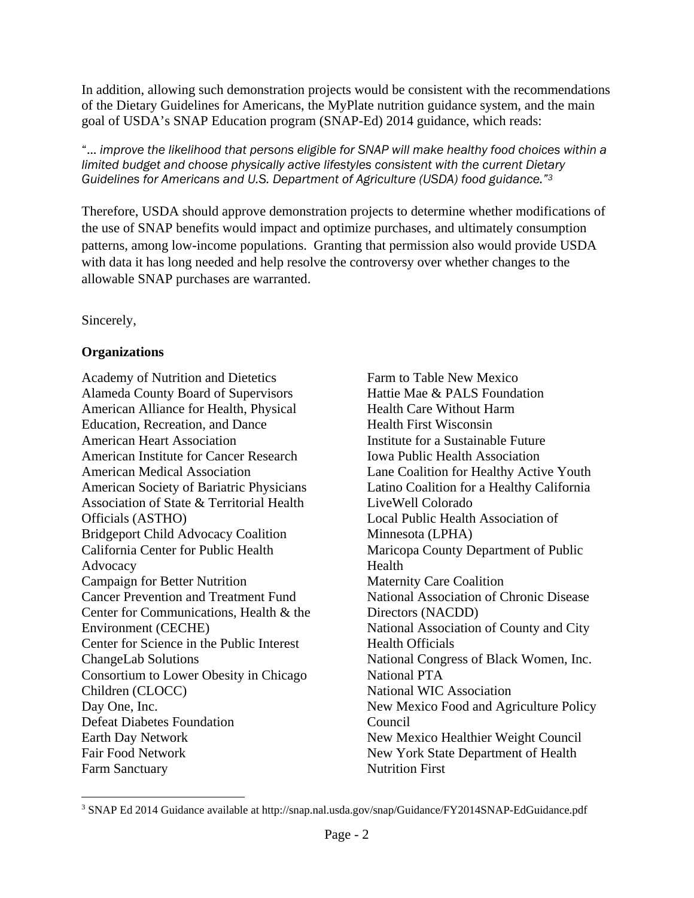In addition, allowing such demonstration projects would be consistent with the recommendations of the Dietary Guidelines for Americans, the MyPlate nutrition guidance system, and the main goal of USDA's SNAP Education program (SNAP-Ed) 2014 guidance, which reads:

*"… improve the likelihood that persons eligible for SNAP will make healthy food choices within a limited budget and choose physically active lifestyles consistent with the current Dietary Guidelines for Americans and U.S. Department of Agriculture (USDA) food guidance."*[3]

Therefore, USDA should approve demonstration projects to determine whether modifications of the use of SNAP benefits would impact and optimize purchases, and ultimately consumption patterns, among low-income populations. Granting that permission also would provide USDA with data it has long needed and help resolve the controversy over whether changes to the allowable SNAP purchases are warranted.

Sincerely,

**Organizations**

Academy of Nutrition and Dietetics
Alameda County Board of Supervisors
American Alliance for Health, Physical Education, Recreation, and Dance
American Heart Association
American Institute for Cancer Research
American Medical Association
American Society of Bariatric Physicians
Association of State & Territorial Health Officials (ASTHO)
Bridgeport Child Advocacy Coalition
California Center for Public Health Advocacy
Campaign for Better Nutrition
Cancer Prevention and Treatment Fund
Center for Communications, Health & the Environment (CECHE)
Center for Science in the Public Interest
ChangeLab Solutions
Consortium to Lower Obesity in Chicago Children (CLOCC)
Day One, Inc.
Defeat Diabetes Foundation
Earth Day Network
Fair Food Network
Farm Sanctuary
Farm to Table New Mexico
Hattie Mae & PALS Foundation
Health Care Without Harm
Health First Wisconsin
Institute for a Sustainable Future
Iowa Public Health Association
Lane Coalition for Healthy Active Youth
Latino Coalition for a Healthy California
LiveWell Colorado
Local Public Health Association of Minnesota (LPHA)
Maricopa County Department of Public Health
Maternity Care Coalition
National Association of Chronic Disease Directors (NACDD)
National Association of County and City Health Officials
National Congress of Black Women, Inc.
National PTA
National WIC Association
New Mexico Food and Agriculture Policy Council
New Mexico Healthier Weight Council
New York State Department of Health
Nutrition First

[3] SNAP Ed 2014 Guidance available at http://snap.nal.usda.gov/snap/Guidance/FY2014SNAP-EdGuidance.pdf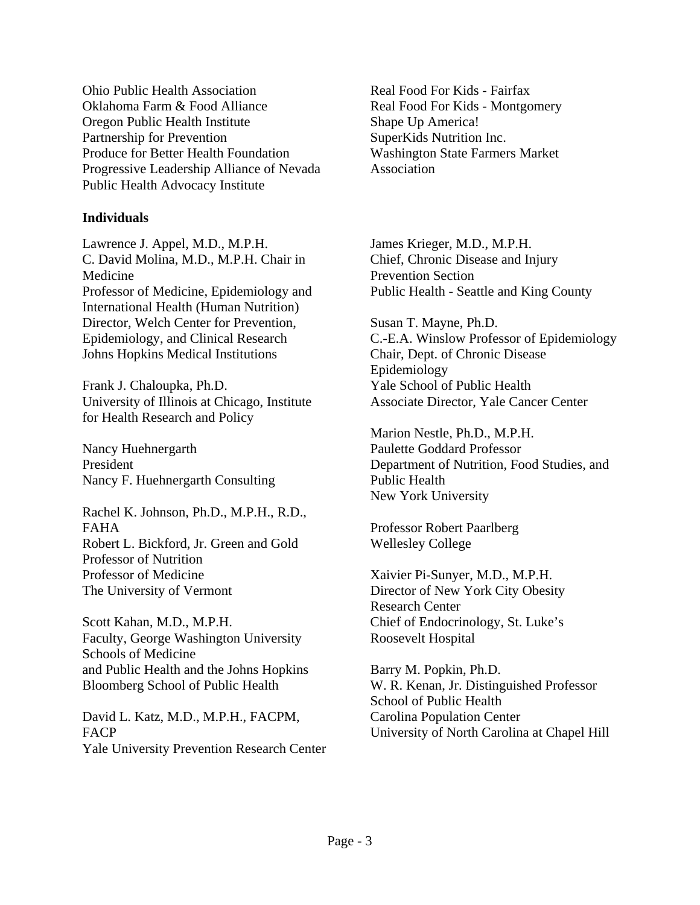Ohio Public Health Association
Oklahoma Farm & Food Alliance
Oregon Public Health Institute
Partnership for Prevention
Produce for Better Health Foundation
Progressive Leadership Alliance of Nevada
Public Health Advocacy Institute
Real Food For Kids - Fairfax
Real Food For Kids - Montgomery
Shape Up America!
SuperKids Nutrition Inc.
Washington State Farmers Market Association

**Individuals**

Lawrence J. Appel, M.D., M.P.H.
C. David Molina, M.D., M.P.H. Chair in Medicine
Professor of Medicine, Epidemiology and International Health (Human Nutrition)
Director, Welch Center for Prevention, Epidemiology, and Clinical Research
Johns Hopkins Medical Institutions

Frank J. Chaloupka, Ph.D.
University of Illinois at Chicago, Institute for Health Research and Policy

Nancy Huehnergarth
President
Nancy F. Huehnergarth Consulting

Rachel K. Johnson, Ph.D., M.P.H., R.D., FAHA
Robert L. Bickford, Jr. Green and Gold Professor of Nutrition
Professor of Medicine
The University of Vermont

Scott Kahan, M.D., M.P.H.
Faculty, George Washington University Schools of Medicine
and Public Health and the Johns Hopkins Bloomberg School of Public Health

David L. Katz, M.D., M.P.H., FACPM, FACP
Yale University Prevention Research Center

James Krieger, M.D., M.P.H.
Chief, Chronic Disease and Injury Prevention Section
Public Health - Seattle and King County

Susan T. Mayne, Ph.D.
C.-E.A. Winslow Professor of Epidemiology
Chair, Dept. of Chronic Disease Epidemiology
Yale School of Public Health
Associate Director, Yale Cancer Center

Marion Nestle, Ph.D., M.P.H.
Paulette Goddard Professor
Department of Nutrition, Food Studies, and Public Health
New York University

Professor Robert Paarlberg
Wellesley College

Xaivier Pi-Sunyer, M.D., M.P.H.
Director of New York City Obesity Research Center
Chief of Endocrinology, St. Luke's Roosevelt Hospital

Barry M. Popkin, Ph.D.
W. R. Kenan, Jr. Distinguished Professor
School of Public Health
Carolina Population Center
University of North Carolina at Chapel Hill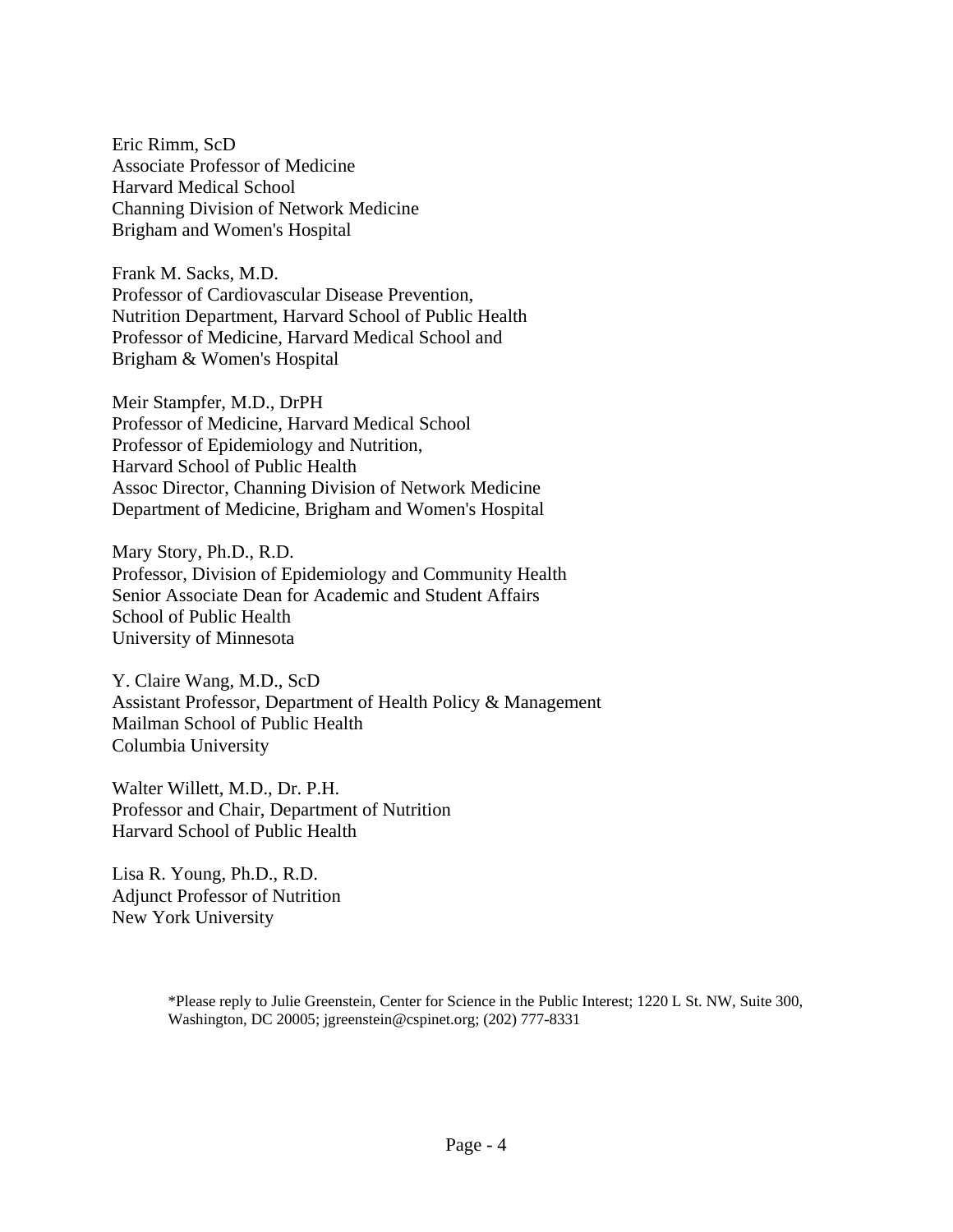Eric Rimm, ScD
Associate Professor of Medicine
Harvard Medical School
Channing Division of Network Medicine
Brigham and Women's Hospital

Frank M. Sacks, M.D.
Professor of Cardiovascular Disease Prevention,
Nutrition Department, Harvard School of Public Health
Professor of Medicine, Harvard Medical School and
Brigham & Women's Hospital

Meir Stampfer, M.D., DrPH
Professor of Medicine, Harvard Medical School
Professor of Epidemiology and Nutrition,
Harvard School of Public Health
Assoc Director, Channing Division of Network Medicine
Department of Medicine, Brigham and Women's Hospital

Mary Story, Ph.D., R.D.
Professor, Division of Epidemiology and Community Health
Senior Associate Dean for Academic and Student Affairs
School of Public Health
University of Minnesota

Y. Claire Wang, M.D., ScD
Assistant Professor, Department of Health Policy & Management
Mailman School of Public Health
Columbia University

Walter Willett, M.D., Dr. P.H.
Professor and Chair, Department of Nutrition
Harvard School of Public Health

Lisa R. Young, Ph.D., R.D.
Adjunct Professor of Nutrition
New York University

*Please reply to Julie Greenstein, Center for Science in the Public Interest; 1220 L St. NW, Suite 300, Washington, DC 20005; jgreenstein@cspinet.org; (202) 777-8331